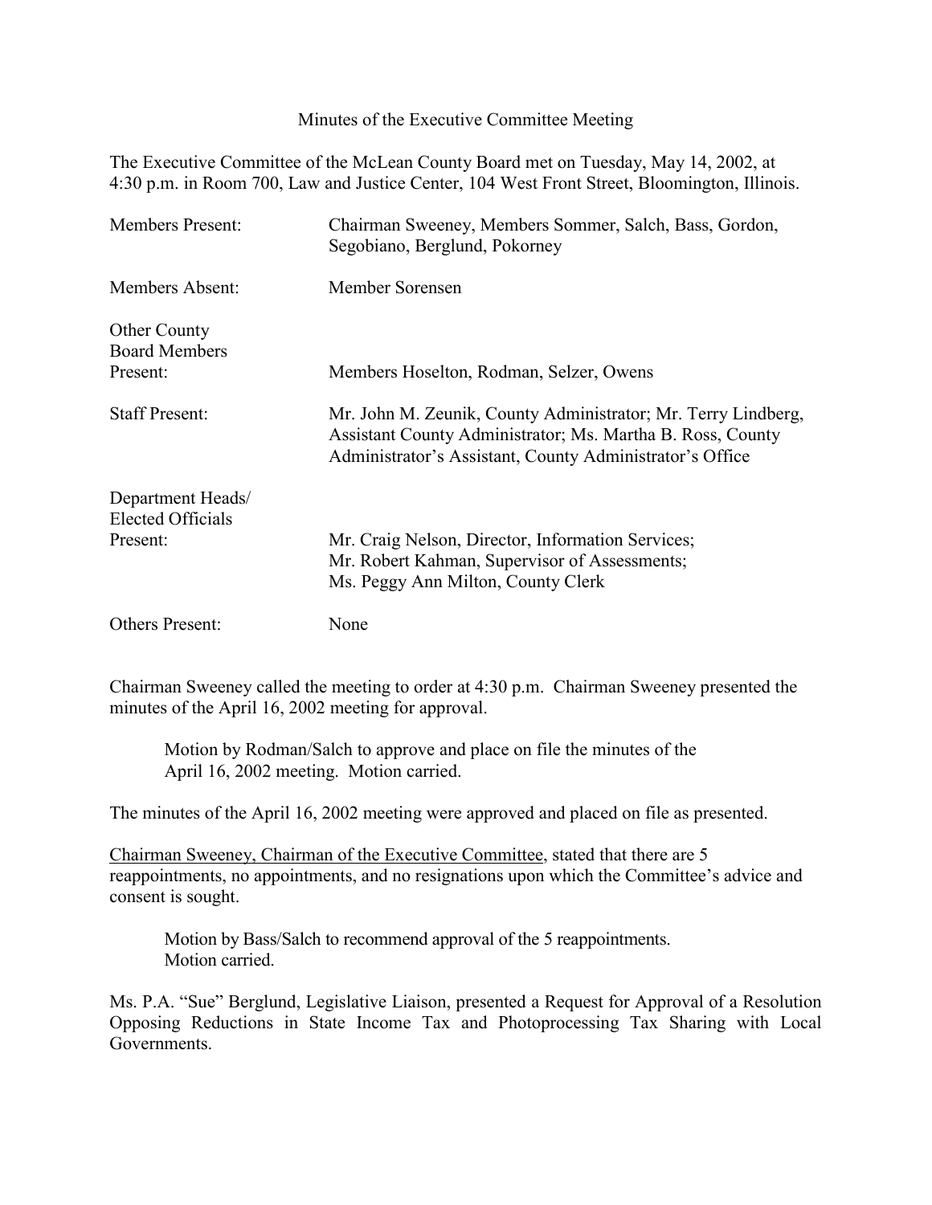# Minutes of the Executive Committee Meeting

The Executive Committee of the McLean County Board met on Tuesday, May 14, 2002, at 4:30 p.m. in Room 700, Law and Justice Center, 104 West Front Street, Bloomington, Illinois.

| | |
|---|---|
| Members Present: | Chairman Sweeney, Members Sommer, Salch, Bass, Gordon, Segobiano, Berglund, Pokorney |
| Members Absent: | Member Sorensen |
| Other County Board Members Present: | Members Hoselton, Rodman, Selzer, Owens |
| Staff Present: | Mr. John M. Zeunik, County Administrator; Mr. Terry Lindberg, Assistant County Administrator; Ms. Martha B. Ross, County Administrator's Assistant, County Administrator's Office |
| Department Heads/ Elected Officials Present: | Mr. Craig Nelson, Director, Information Services; Mr. Robert Kahman, Supervisor of Assessments; Ms. Peggy Ann Milton, County Clerk |
| Others Present: | None |

Chairman Sweeney called the meeting to order at 4:30 p.m. Chairman Sweeney presented the minutes of the April 16, 2002 meeting for approval.

> Motion by Rodman/Salch to approve and place on file the minutes of the April 16, 2002 meeting. Motion carried.

The minutes of the April 16, 2002 meeting were approved and placed on file as presented.

<u>Chairman Sweeney, Chairman of the Executive Committee</u>, stated that there are 5 reappointments, no appointments, and no resignations upon which the Committee's advice and consent is sought.

> Motion by Bass/Salch to recommend approval of the 5 reappointments. Motion carried.

Ms. P.A. "Sue" Berglund, Legislative Liaison, presented a Request for Approval of a Resolution Opposing Reductions in State Income Tax and Photoprocessing Tax Sharing with Local Governments.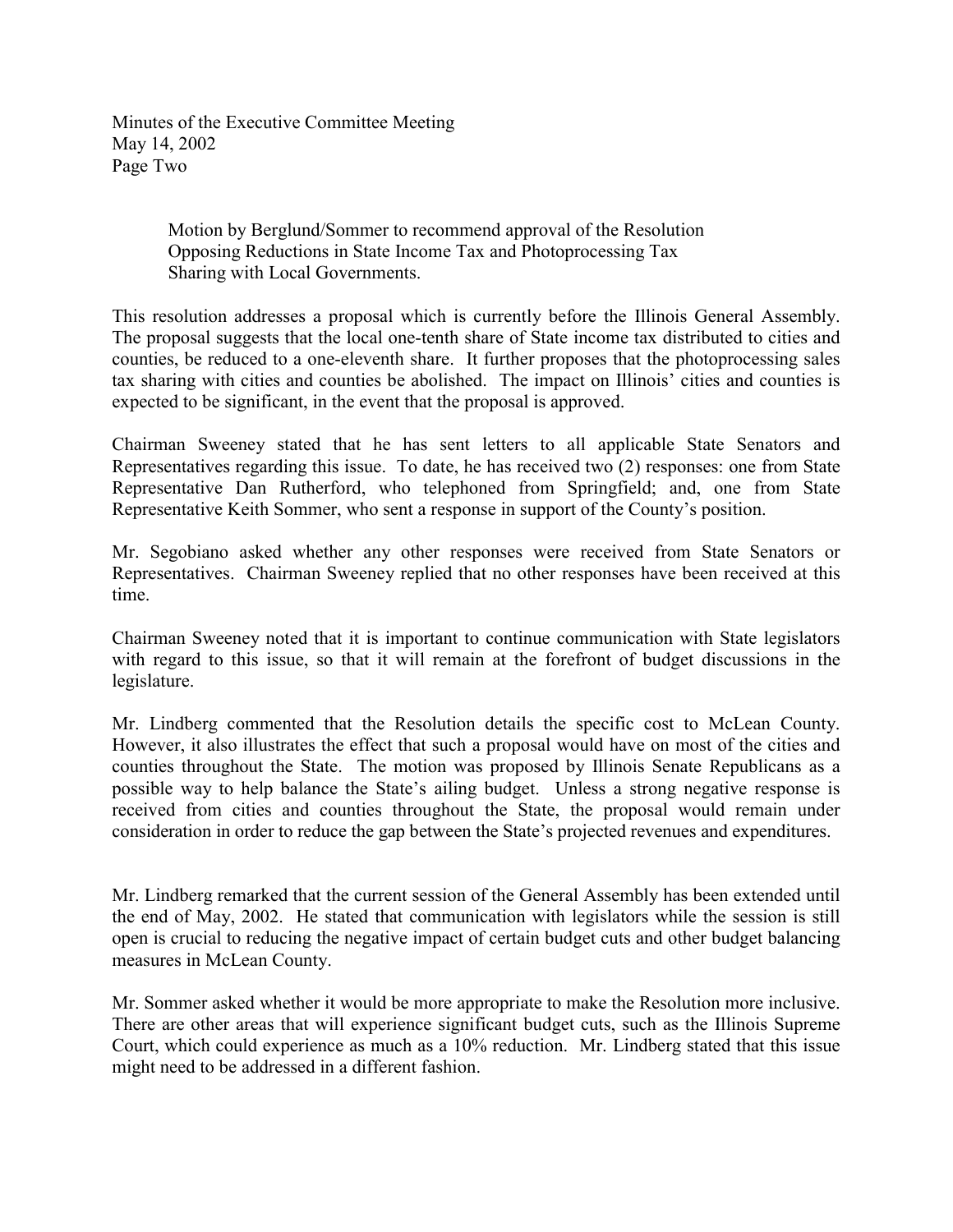Motion by Berglund/Sommer to recommend approval of the Resolution Opposing Reductions in State Income Tax and Photoprocessing Tax Sharing with Local Governments.

This resolution addresses a proposal which is currently before the Illinois General Assembly. The proposal suggests that the local one-tenth share of State income tax distributed to cities and counties, be reduced to a one-eleventh share. It further proposes that the photoprocessing sales tax sharing with cities and counties be abolished. The impact on Illinois' cities and counties is expected to be significant, in the event that the proposal is approved.

Chairman Sweeney stated that he has sent letters to all applicable State Senators and Representatives regarding this issue. To date, he has received two (2) responses: one from State Representative Dan Rutherford, who telephoned from Springfield; and, one from State Representative Keith Sommer, who sent a response in support of the County's position.

Mr. Segobiano asked whether any other responses were received from State Senators or Representatives. Chairman Sweeney replied that no other responses have been received at this time.

Chairman Sweeney noted that it is important to continue communication with State legislators with regard to this issue, so that it will remain at the forefront of budget discussions in the legislature.

Mr. Lindberg commented that the Resolution details the specific cost to McLean County. However, it also illustrates the effect that such a proposal would have on most of the cities and counties throughout the State. The motion was proposed by Illinois Senate Republicans as a possible way to help balance the State's ailing budget. Unless a strong negative response is received from cities and counties throughout the State, the proposal would remain under consideration in order to reduce the gap between the State's projected revenues and expenditures.

Mr. Lindberg remarked that the current session of the General Assembly has been extended until the end of May, 2002. He stated that communication with legislators while the session is still open is crucial to reducing the negative impact of certain budget cuts and other budget balancing measures in McLean County.

Mr. Sommer asked whether it would be more appropriate to make the Resolution more inclusive. There are other areas that will experience significant budget cuts, such as the Illinois Supreme Court, which could experience as much as a 10% reduction. Mr. Lindberg stated that this issue might need to be addressed in a different fashion.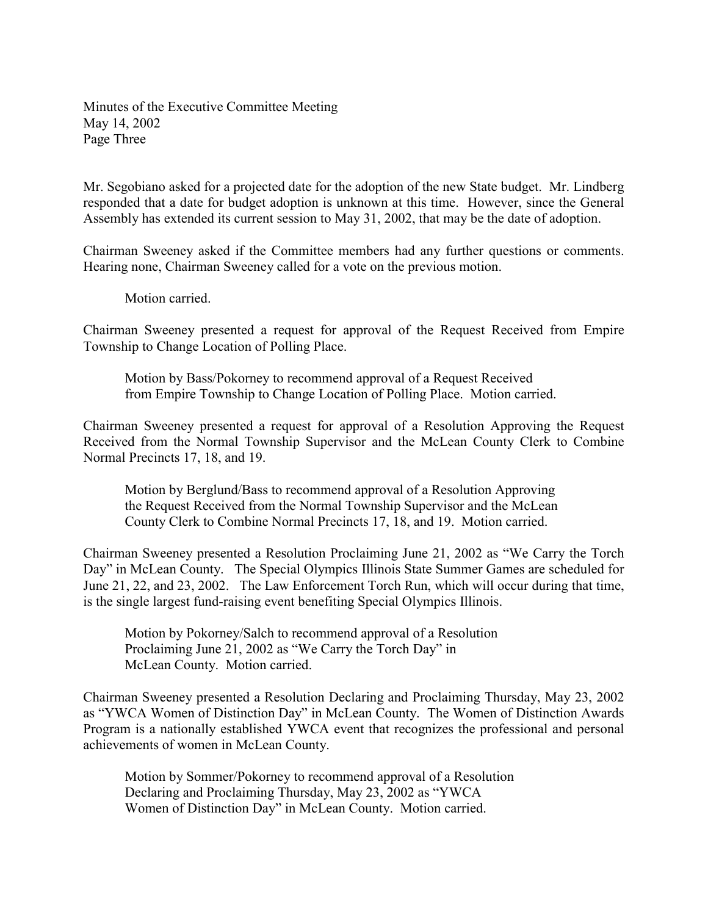Mr. Segobiano asked for a projected date for the adoption of the new State budget. Mr. Lindberg responded that a date for budget adoption is unknown at this time. However, since the General Assembly has extended its current session to May 31, 2002, that may be the date of adoption.

Chairman Sweeney asked if the Committee members had any further questions or comments. Hearing none, Chairman Sweeney called for a vote on the previous motion.

Motion carried.

Chairman Sweeney presented a request for approval of the Request Received from Empire Township to Change Location of Polling Place.

> Motion by Bass/Pokorney to recommend approval of a Request Received from Empire Township to Change Location of Polling Place. Motion carried.

Chairman Sweeney presented a request for approval of a Resolution Approving the Request Received from the Normal Township Supervisor and the McLean County Clerk to Combine Normal Precincts 17, 18, and 19.

> Motion by Berglund/Bass to recommend approval of a Resolution Approving the Request Received from the Normal Township Supervisor and the McLean County Clerk to Combine Normal Precincts 17, 18, and 19. Motion carried.

Chairman Sweeney presented a Resolution Proclaiming June 21, 2002 as "We Carry the Torch Day" in McLean County. The Special Olympics Illinois State Summer Games are scheduled for June 21, 22, and 23, 2002. The Law Enforcement Torch Run, which will occur during that time, is the single largest fund-raising event benefiting Special Olympics Illinois.

> Motion by Pokorney/Salch to recommend approval of a Resolution Proclaiming June 21, 2002 as "We Carry the Torch Day" in McLean County. Motion carried.

Chairman Sweeney presented a Resolution Declaring and Proclaiming Thursday, May 23, 2002 as "YWCA Women of Distinction Day" in McLean County. The Women of Distinction Awards Program is a nationally established YWCA event that recognizes the professional and personal achievements of women in McLean County.

> Motion by Sommer/Pokorney to recommend approval of a Resolution Declaring and Proclaiming Thursday, May 23, 2002 as "YWCA Women of Distinction Day" in McLean County. Motion carried.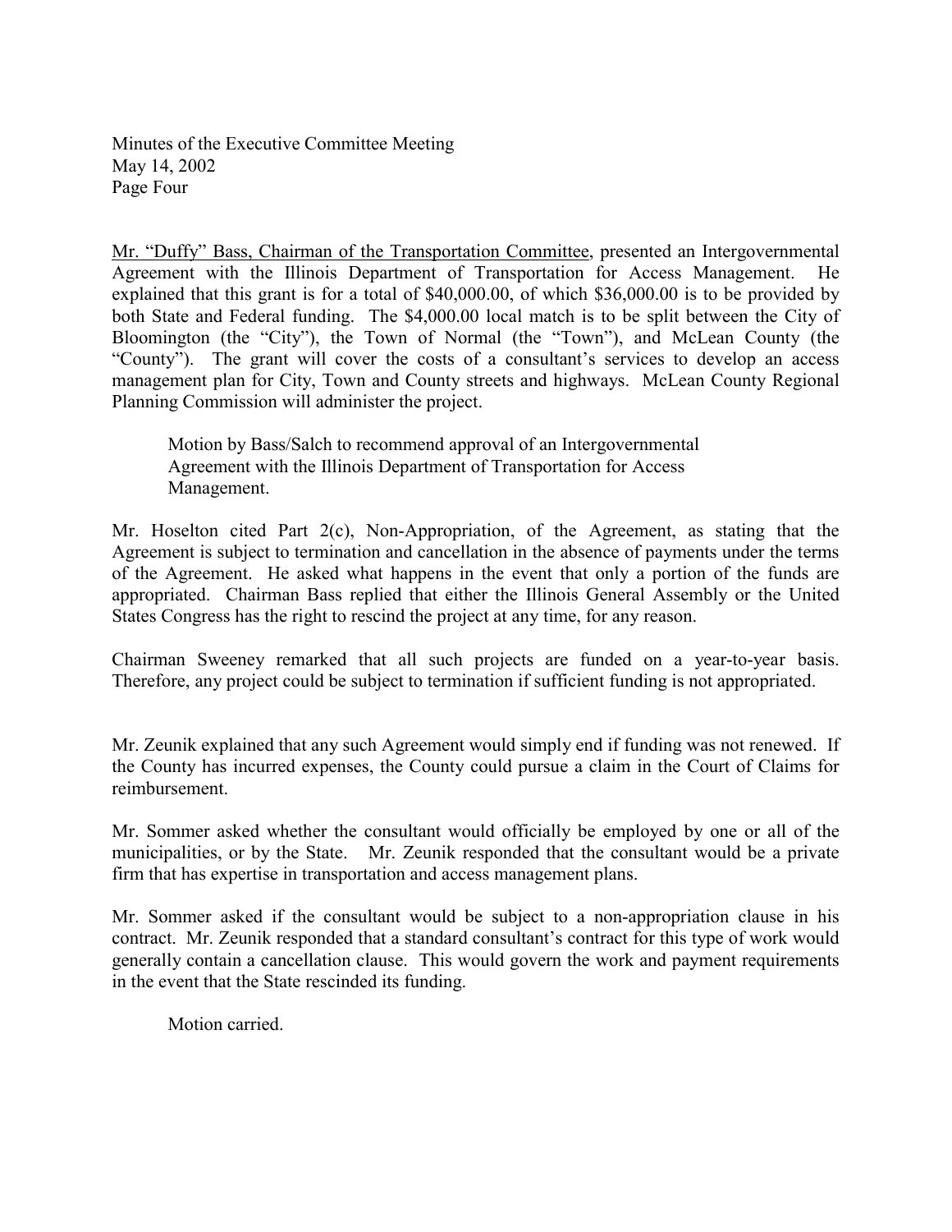Mr. "Duffy" Bass, Chairman of the Transportation Committee, presented an Intergovernmental Agreement with the Illinois Department of Transportation for Access Management. He explained that this grant is for a total of $40,000.00, of which $36,000.00 is to be provided by both State and Federal funding. The $4,000.00 local match is to be split between the City of Bloomington (the "City"), the Town of Normal (the "Town"), and McLean County (the "County"). The grant will cover the costs of a consultant's services to develop an access management plan for City, Town and County streets and highways. McLean County Regional Planning Commission will administer the project.

> Motion by Bass/Salch to recommend approval of an Intergovernmental Agreement with the Illinois Department of Transportation for Access Management.

Mr. Hoselton cited Part 2(c), Non-Appropriation, of the Agreement, as stating that the Agreement is subject to termination and cancellation in the absence of payments under the terms of the Agreement. He asked what happens in the event that only a portion of the funds are appropriated. Chairman Bass replied that either the Illinois General Assembly or the United States Congress has the right to rescind the project at any time, for any reason.

Chairman Sweeney remarked that all such projects are funded on a year-to-year basis. Therefore, any project could be subject to termination if sufficient funding is not appropriated.

Mr. Zeunik explained that any such Agreement would simply end if funding was not renewed. If the County has incurred expenses, the County could pursue a claim in the Court of Claims for reimbursement.

Mr. Sommer asked whether the consultant would officially be employed by one or all of the municipalities, or by the State. Mr. Zeunik responded that the consultant would be a private firm that has expertise in transportation and access management plans.

Mr. Sommer asked if the consultant would be subject to a non-appropriation clause in his contract. Mr. Zeunik responded that a standard consultant's contract for this type of work would generally contain a cancellation clause. This would govern the work and payment requirements in the event that the State rescinded its funding.

> Motion carried.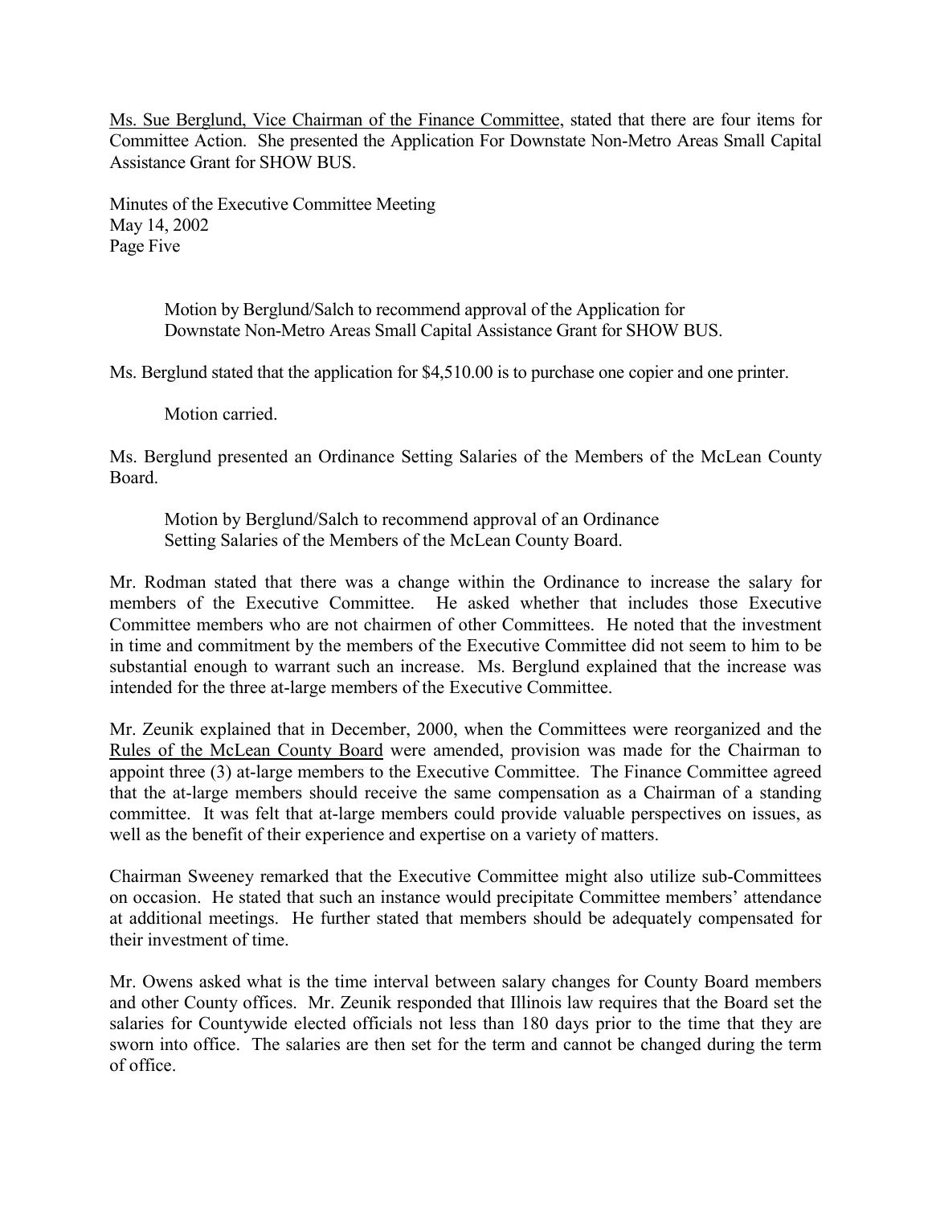Ms. Sue Berglund, Vice Chairman of the Finance Committee, stated that there are four items for Committee Action. She presented the Application For Downstate Non-Metro Areas Small Capital Assistance Grant for SHOW BUS.

> Motion by Berglund/Salch to recommend approval of the Application for Downstate Non-Metro Areas Small Capital Assistance Grant for SHOW BUS.

Ms. Berglund stated that the application for $4,510.00 is to purchase one copier and one printer.

> Motion carried.

Ms. Berglund presented an Ordinance Setting Salaries of the Members of the McLean County Board.

> Motion by Berglund/Salch to recommend approval of an Ordinance Setting Salaries of the Members of the McLean County Board.

Mr. Rodman stated that there was a change within the Ordinance to increase the salary for members of the Executive Committee. He asked whether that includes those Executive Committee members who are not chairmen of other Committees. He noted that the investment in time and commitment by the members of the Executive Committee did not seem to him to be substantial enough to warrant such an increase. Ms. Berglund explained that the increase was intended for the three at-large members of the Executive Committee.

Mr. Zeunik explained that in December, 2000, when the Committees were reorganized and the Rules of the McLean County Board were amended, provision was made for the Chairman to appoint three (3) at-large members to the Executive Committee. The Finance Committee agreed that the at-large members should receive the same compensation as a Chairman of a standing committee. It was felt that at-large members could provide valuable perspectives on issues, as well as the benefit of their experience and expertise on a variety of matters.

Chairman Sweeney remarked that the Executive Committee might also utilize sub-Committees on occasion. He stated that such an instance would precipitate Committee members' attendance at additional meetings. He further stated that members should be adequately compensated for their investment of time.

Mr. Owens asked what is the time interval between salary changes for County Board members and other County offices. Mr. Zeunik responded that Illinois law requires that the Board set the salaries for Countywide elected officials not less than 180 days prior to the time that they are sworn into office. The salaries are then set for the term and cannot be changed during the term of office.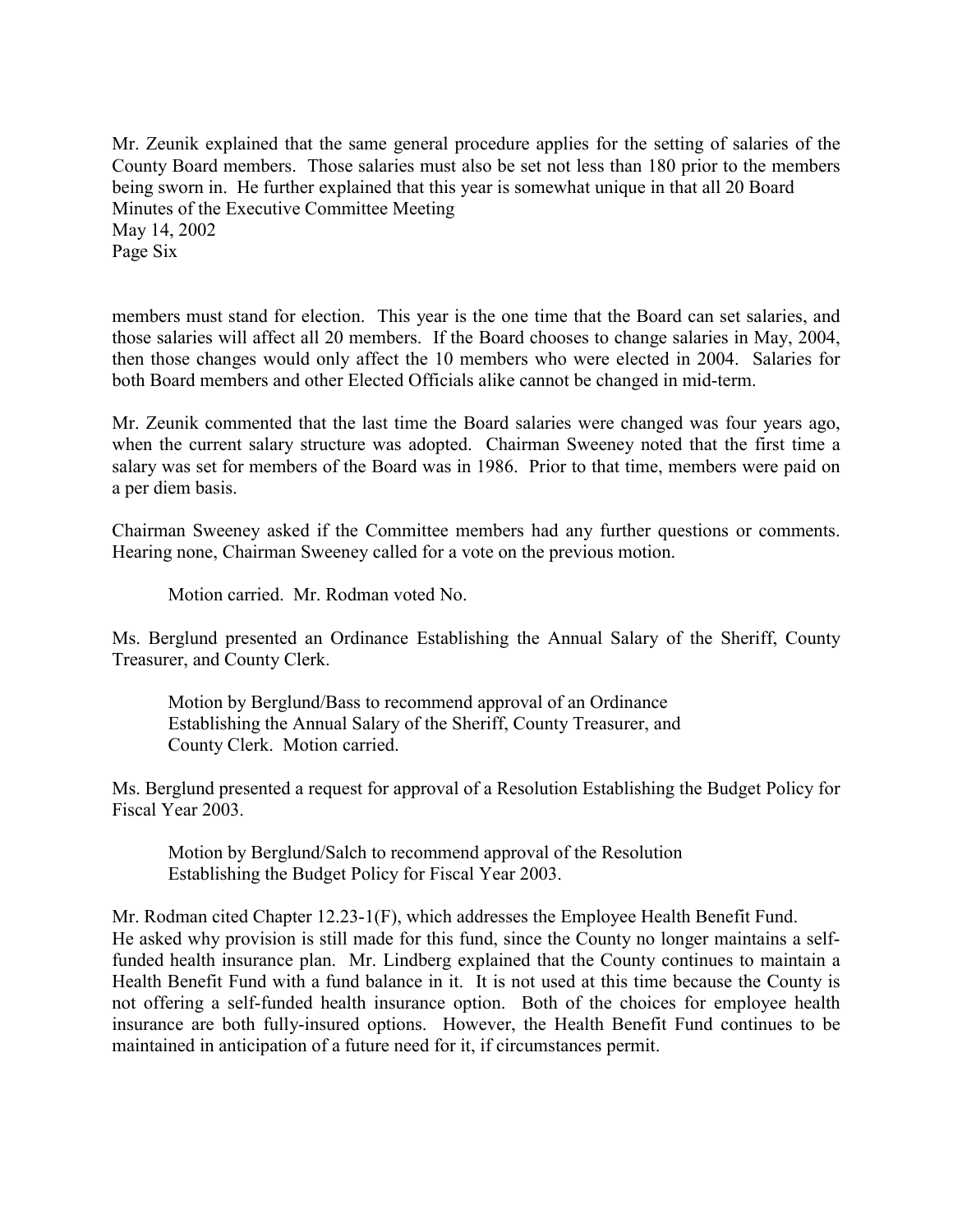Mr. Zeunik explained that the same general procedure applies for the setting of salaries of the County Board members. Those salaries must also be set not less than 180 prior to the members being sworn in. He further explained that this year is somewhat unique in that all 20 Board members must stand for election. This year is the one time that the Board can set salaries, and those salaries will affect all 20 members. If the Board chooses to change salaries in May, 2004, then those changes would only affect the 10 members who were elected in 2004. Salaries for both Board members and other Elected Officials alike cannot be changed in mid-term.

Mr. Zeunik commented that the last time the Board salaries were changed was four years ago, when the current salary structure was adopted. Chairman Sweeney noted that the first time a salary was set for members of the Board was in 1986. Prior to that time, members were paid on a per diem basis.

Chairman Sweeney asked if the Committee members had any further questions or comments. Hearing none, Chairman Sweeney called for a vote on the previous motion.

> Motion carried. Mr. Rodman voted No.

Ms. Berglund presented an Ordinance Establishing the Annual Salary of the Sheriff, County Treasurer, and County Clerk.

> Motion by Berglund/Bass to recommend approval of an Ordinance Establishing the Annual Salary of the Sheriff, County Treasurer, and County Clerk. Motion carried.

Ms. Berglund presented a request for approval of a Resolution Establishing the Budget Policy for Fiscal Year 2003.

> Motion by Berglund/Salch to recommend approval of the Resolution Establishing the Budget Policy for Fiscal Year 2003.

Mr. Rodman cited Chapter 12.23-1(F), which addresses the Employee Health Benefit Fund. He asked why provision is still made for this fund, since the County no longer maintains a self-funded health insurance plan. Mr. Lindberg explained that the County continues to maintain a Health Benefit Fund with a fund balance in it. It is not used at this time because the County is not offering a self-funded health insurance option. Both of the choices for employee health insurance are both fully-insured options. However, the Health Benefit Fund continues to be maintained in anticipation of a future need for it, if circumstances permit.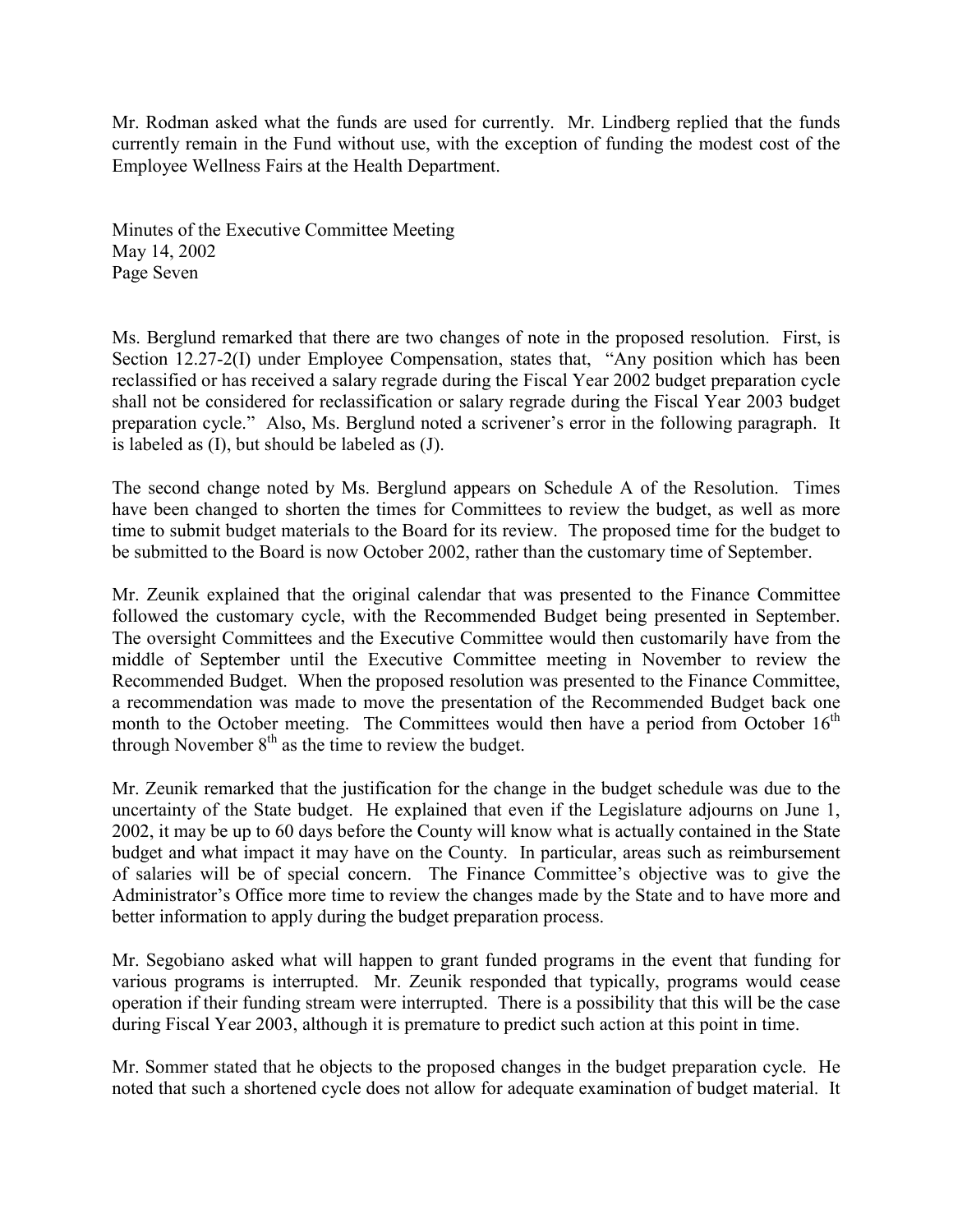Mr. Rodman asked what the funds are used for currently. Mr. Lindberg replied that the funds currently remain in the Fund without use, with the exception of funding the modest cost of the Employee Wellness Fairs at the Health Department.

Ms. Berglund remarked that there are two changes of note in the proposed resolution. First, is Section 12.27-2(I) under Employee Compensation, states that, "Any position which has been reclassified or has received a salary regrade during the Fiscal Year 2002 budget preparation cycle shall not be considered for reclassification or salary regrade during the Fiscal Year 2003 budget preparation cycle." Also, Ms. Berglund noted a scrivener's error in the following paragraph. It is labeled as (I), but should be labeled as (J).

The second change noted by Ms. Berglund appears on Schedule A of the Resolution. Times have been changed to shorten the times for Committees to review the budget, as well as more time to submit budget materials to the Board for its review. The proposed time for the budget to be submitted to the Board is now October 2002, rather than the customary time of September.

Mr. Zeunik explained that the original calendar that was presented to the Finance Committee followed the customary cycle, with the Recommended Budget being presented in September. The oversight Committees and the Executive Committee would then customarily have from the middle of September until the Executive Committee meeting in November to review the Recommended Budget. When the proposed resolution was presented to the Finance Committee, a recommendation was made to move the presentation of the Recommended Budget back one month to the October meeting. The Committees would then have a period from October 16th through November 8th as the time to review the budget.

Mr. Zeunik remarked that the justification for the change in the budget schedule was due to the uncertainty of the State budget. He explained that even if the Legislature adjourns on June 1, 2002, it may be up to 60 days before the County will know what is actually contained in the State budget and what impact it may have on the County. In particular, areas such as reimbursement of salaries will be of special concern. The Finance Committee's objective was to give the Administrator's Office more time to review the changes made by the State and to have more and better information to apply during the budget preparation process.

Mr. Segobiano asked what will happen to grant funded programs in the event that funding for various programs is interrupted. Mr. Zeunik responded that typically, programs would cease operation if their funding stream were interrupted. There is a possibility that this will be the case during Fiscal Year 2003, although it is premature to predict such action at this point in time.

Mr. Sommer stated that he objects to the proposed changes in the budget preparation cycle. He noted that such a shortened cycle does not allow for adequate examination of budget material. It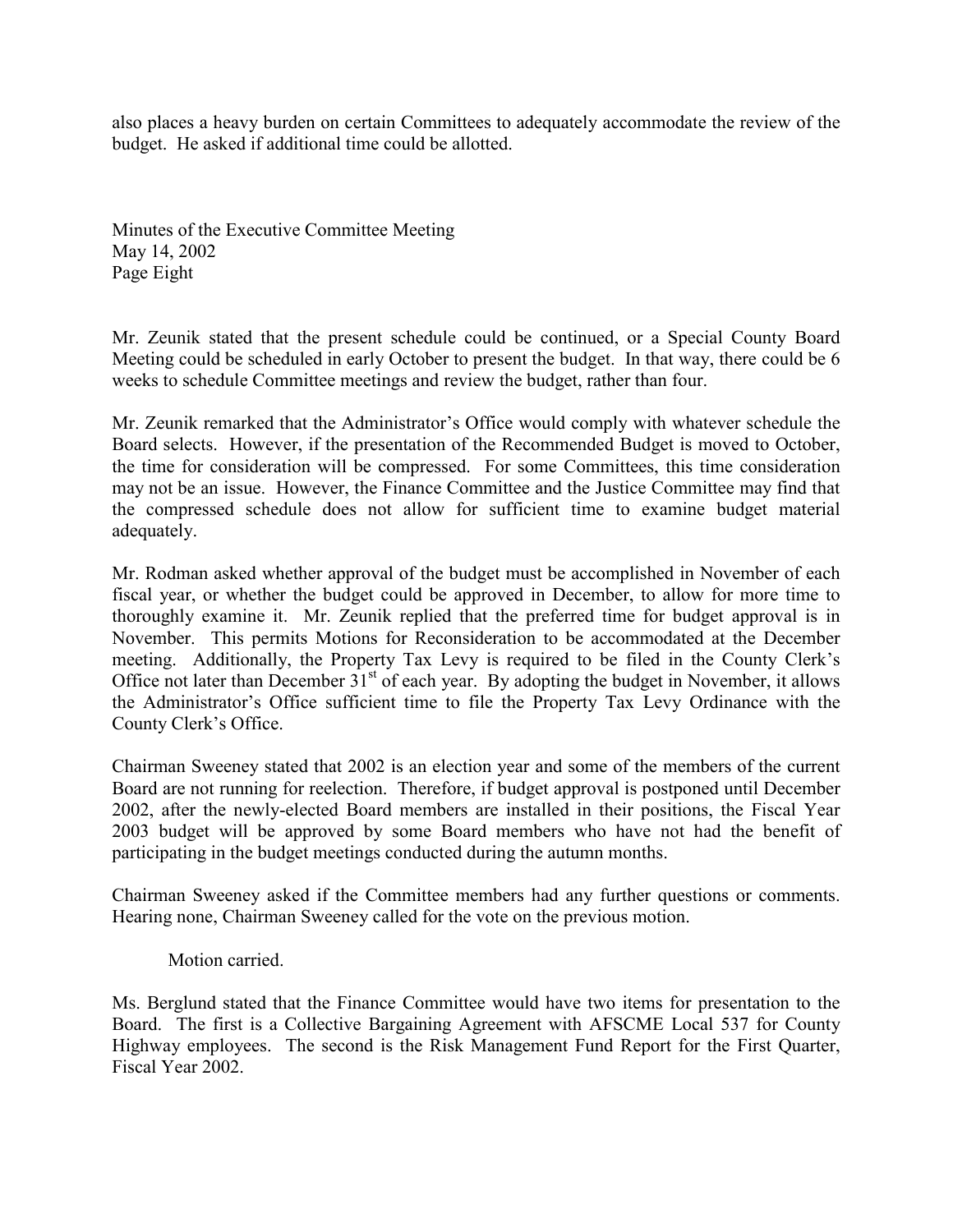also places a heavy burden on certain Committees to adequately accommodate the review of the budget. He asked if additional time could be allotted.

Mr. Zeunik stated that the present schedule could be continued, or a Special County Board Meeting could be scheduled in early October to present the budget. In that way, there could be 6 weeks to schedule Committee meetings and review the budget, rather than four.

Mr. Zeunik remarked that the Administrator's Office would comply with whatever schedule the Board selects. However, if the presentation of the Recommended Budget is moved to October, the time for consideration will be compressed. For some Committees, this time consideration may not be an issue. However, the Finance Committee and the Justice Committee may find that the compressed schedule does not allow for sufficient time to examine budget material adequately.

Mr. Rodman asked whether approval of the budget must be accomplished in November of each fiscal year, or whether the budget could be approved in December, to allow for more time to thoroughly examine it. Mr. Zeunik replied that the preferred time for budget approval is in November. This permits Motions for Reconsideration to be accommodated at the December meeting. Additionally, the Property Tax Levy is required to be filed in the County Clerk's Office not later than December 31st of each year. By adopting the budget in November, it allows the Administrator's Office sufficient time to file the Property Tax Levy Ordinance with the County Clerk's Office.

Chairman Sweeney stated that 2002 is an election year and some of the members of the current Board are not running for reelection. Therefore, if budget approval is postponed until December 2002, after the newly-elected Board members are installed in their positions, the Fiscal Year 2003 budget will be approved by some Board members who have not had the benefit of participating in the budget meetings conducted during the autumn months.

Chairman Sweeney asked if the Committee members had any further questions or comments. Hearing none, Chairman Sweeney called for the vote on the previous motion.

Motion carried.

Ms. Berglund stated that the Finance Committee would have two items for presentation to the Board. The first is a Collective Bargaining Agreement with AFSCME Local 537 for County Highway employees. The second is the Risk Management Fund Report for the First Quarter, Fiscal Year 2002.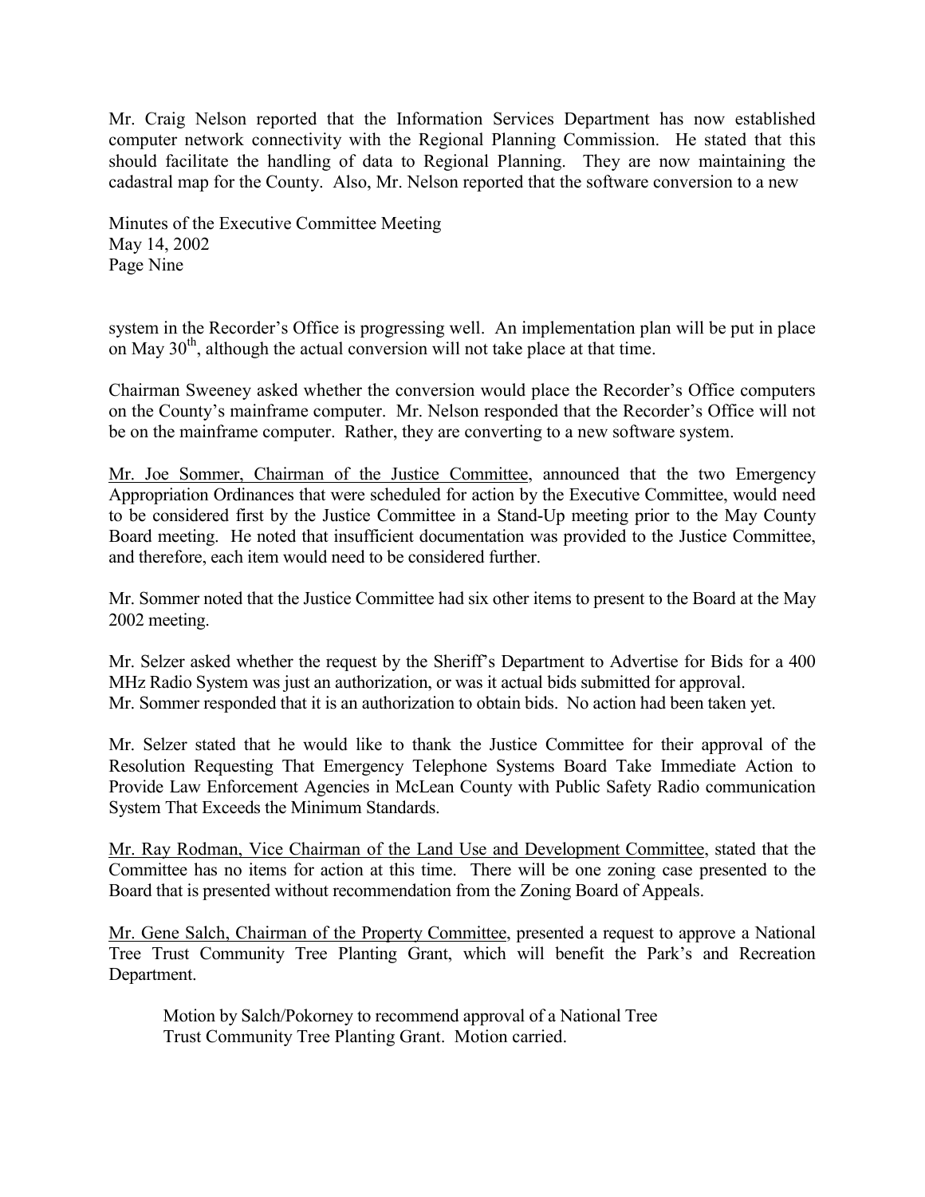Mr. Craig Nelson reported that the Information Services Department has now established computer network connectivity with the Regional Planning Commission. He stated that this should facilitate the handling of data to Regional Planning. They are now maintaining the cadastral map for the County. Also, Mr. Nelson reported that the software conversion to a new system in the Recorder's Office is progressing well. An implementation plan will be put in place on May 30th, although the actual conversion will not take place at that time.

Chairman Sweeney asked whether the conversion would place the Recorder's Office computers on the County's mainframe computer. Mr. Nelson responded that the Recorder's Office will not be on the mainframe computer. Rather, they are converting to a new software system.

Mr. Joe Sommer, Chairman of the Justice Committee, announced that the two Emergency Appropriation Ordinances that were scheduled for action by the Executive Committee, would need to be considered first by the Justice Committee in a Stand-Up meeting prior to the May County Board meeting. He noted that insufficient documentation was provided to the Justice Committee, and therefore, each item would need to be considered further.

Mr. Sommer noted that the Justice Committee had six other items to present to the Board at the May 2002 meeting.

Mr. Selzer asked whether the request by the Sheriff's Department to Advertise for Bids for a 400 MHz Radio System was just an authorization, or was it actual bids submitted for approval. Mr. Sommer responded that it is an authorization to obtain bids. No action had been taken yet.

Mr. Selzer stated that he would like to thank the Justice Committee for their approval of the Resolution Requesting That Emergency Telephone Systems Board Take Immediate Action to Provide Law Enforcement Agencies in McLean County with Public Safety Radio communication System That Exceeds the Minimum Standards.

Mr. Ray Rodman, Vice Chairman of the Land Use and Development Committee, stated that the Committee has no items for action at this time. There will be one zoning case presented to the Board that is presented without recommendation from the Zoning Board of Appeals.

Mr. Gene Salch, Chairman of the Property Committee, presented a request to approve a National Tree Trust Community Tree Planting Grant, which will benefit the Park's and Recreation Department.

> Motion by Salch/Pokorney to recommend approval of a National Tree Trust Community Tree Planting Grant. Motion carried.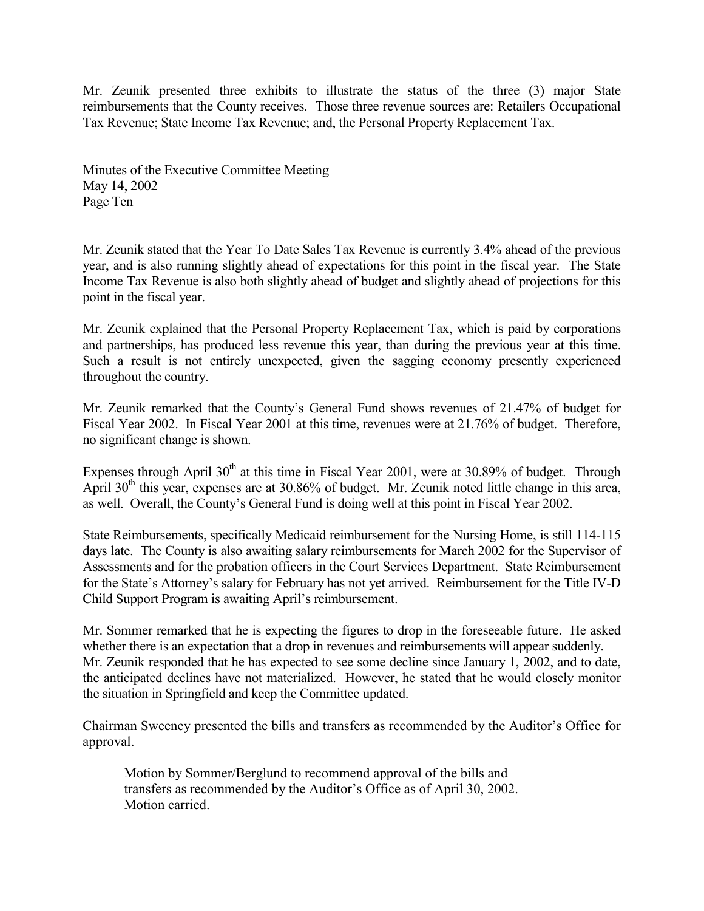Mr. Zeunik presented three exhibits to illustrate the status of the three (3) major State reimbursements that the County receives. Those three revenue sources are: Retailers Occupational Tax Revenue; State Income Tax Revenue; and, the Personal Property Replacement Tax.

Mr. Zeunik stated that the Year To Date Sales Tax Revenue is currently 3.4% ahead of the previous year, and is also running slightly ahead of expectations for this point in the fiscal year. The State Income Tax Revenue is also both slightly ahead of budget and slightly ahead of projections for this point in the fiscal year.

Mr. Zeunik explained that the Personal Property Replacement Tax, which is paid by corporations and partnerships, has produced less revenue this year, than during the previous year at this time. Such a result is not entirely unexpected, given the sagging economy presently experienced throughout the country.

Mr. Zeunik remarked that the County's General Fund shows revenues of 21.47% of budget for Fiscal Year 2002. In Fiscal Year 2001 at this time, revenues were at 21.76% of budget. Therefore, no significant change is shown.

Expenses through April 30th at this time in Fiscal Year 2001, were at 30.89% of budget. Through April 30th this year, expenses are at 30.86% of budget. Mr. Zeunik noted little change in this area, as well. Overall, the County's General Fund is doing well at this point in Fiscal Year 2002.

State Reimbursements, specifically Medicaid reimbursement for the Nursing Home, is still 114-115 days late. The County is also awaiting salary reimbursements for March 2002 for the Supervisor of Assessments and for the probation officers in the Court Services Department. State Reimbursement for the State's Attorney's salary for February has not yet arrived. Reimbursement for the Title IV-D Child Support Program is awaiting April's reimbursement.

Mr. Sommer remarked that he is expecting the figures to drop in the foreseeable future. He asked whether there is an expectation that a drop in revenues and reimbursements will appear suddenly. Mr. Zeunik responded that he has expected to see some decline since January 1, 2002, and to date, the anticipated declines have not materialized. However, he stated that he would closely monitor the situation in Springfield and keep the Committee updated.

Chairman Sweeney presented the bills and transfers as recommended by the Auditor's Office for approval.

> Motion by Sommer/Berglund to recommend approval of the bills and transfers as recommended by the Auditor's Office as of April 30, 2002.
> Motion carried.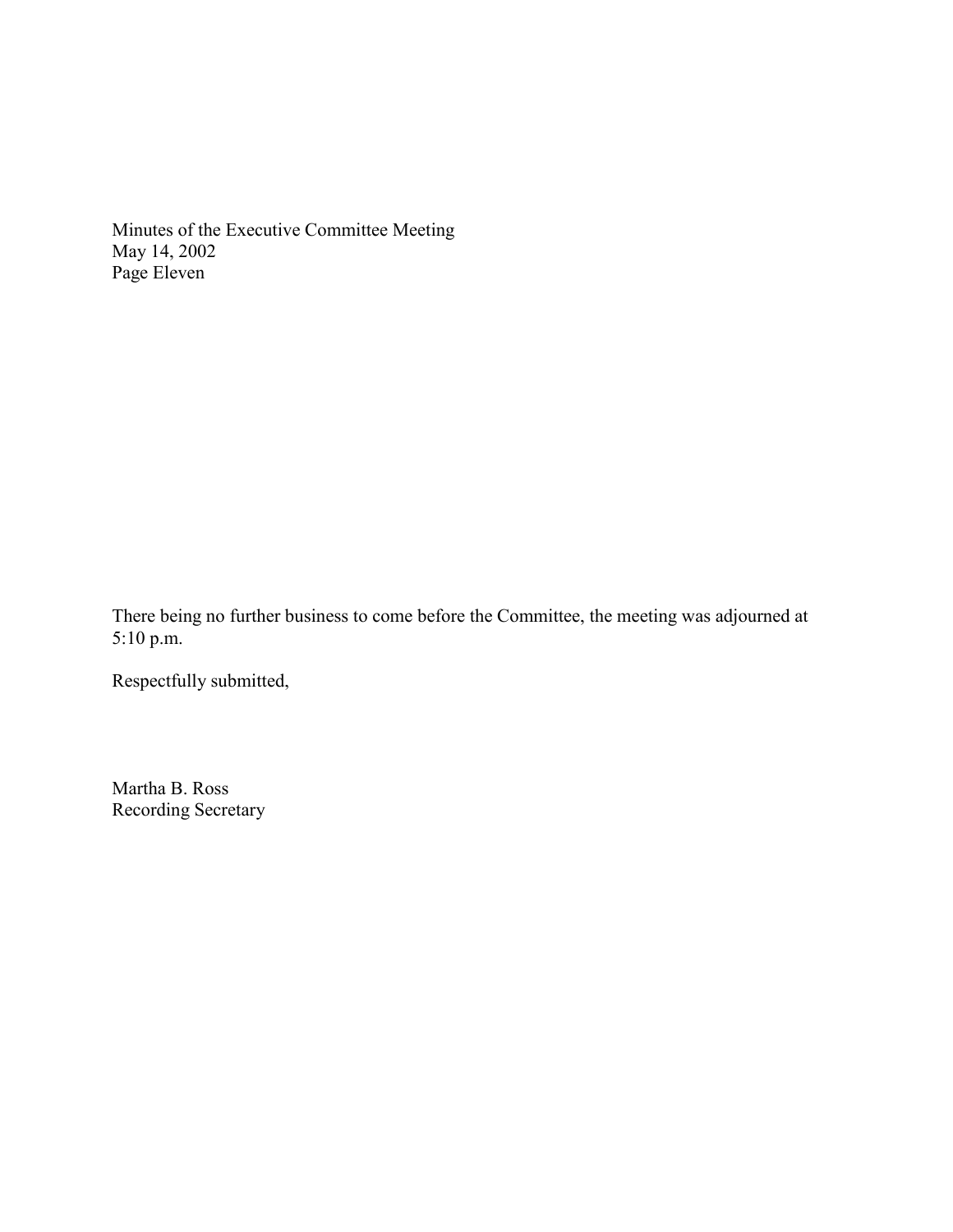There being no further business to come before the Committee, the meeting was adjourned at 5:10 p.m.

Respectfully submitted,

Martha B. Ross
Recording Secretary